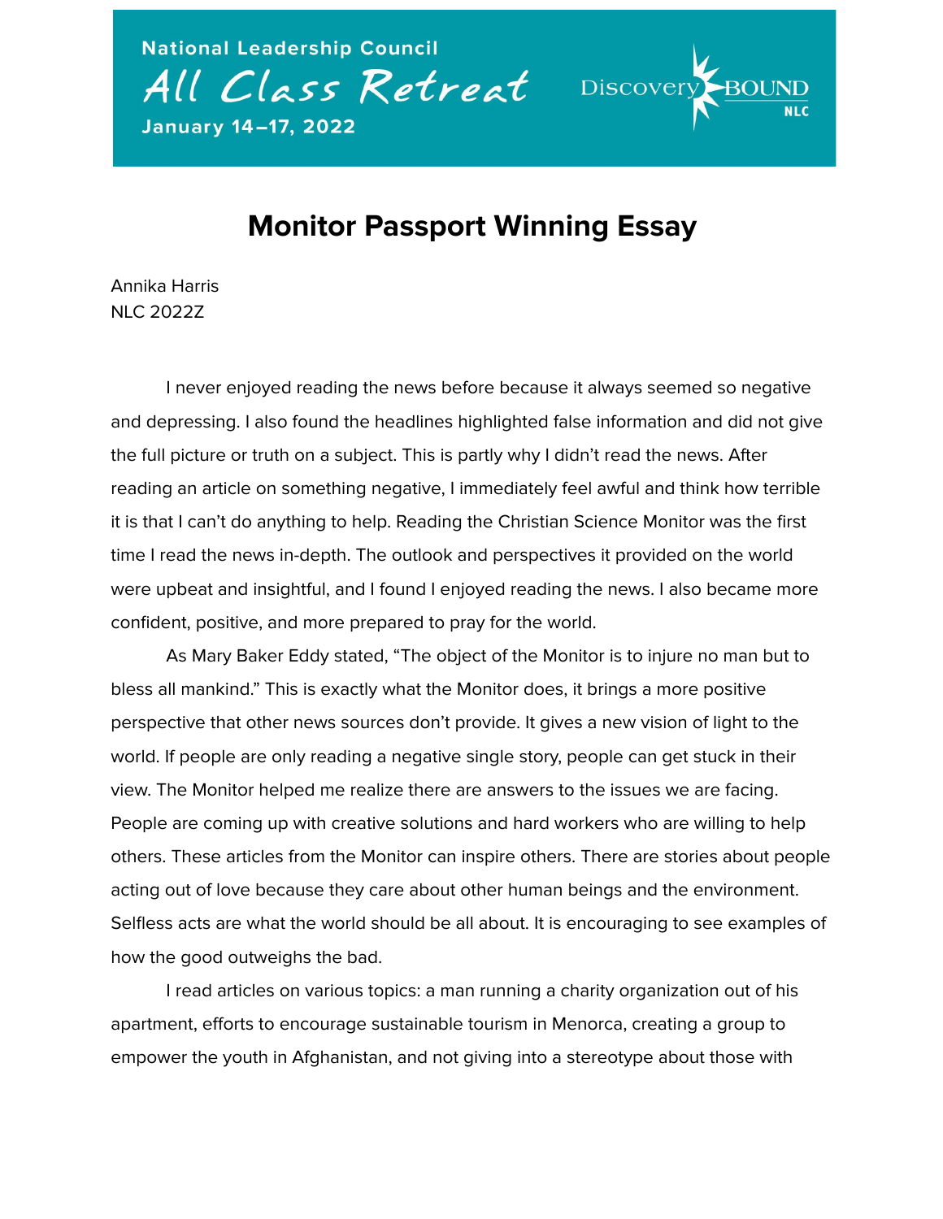National Leadership Council

All Class Retreat

January 14–17, 2022

Discovery BOUND NLC

# Monitor Passport Winning Essay

Annika Harris
NLC 2022Z

I never enjoyed reading the news before because it always seemed so negative and depressing. I also found the headlines highlighted false information and did not give the full picture or truth on a subject. This is partly why I didn't read the news. After reading an article on something negative, I immediately feel awful and think how terrible it is that I can't do anything to help. Reading the Christian Science Monitor was the first time I read the news in-depth. The outlook and perspectives it provided on the world were upbeat and insightful, and I found I enjoyed reading the news. I also became more confident, positive, and more prepared to pray for the world.

As Mary Baker Eddy stated, "The object of the Monitor is to injure no man but to bless all mankind." This is exactly what the Monitor does, it brings a more positive perspective that other news sources don't provide. It gives a new vision of light to the world. If people are only reading a negative single story, people can get stuck in their view. The Monitor helped me realize there are answers to the issues we are facing. People are coming up with creative solutions and hard workers who are willing to help others. These articles from the Monitor can inspire others. There are stories about people acting out of love because they care about other human beings and the environment. Selfless acts are what the world should be all about. It is encouraging to see examples of how the good outweighs the bad.

I read articles on various topics: a man running a charity organization out of his apartment, efforts to encourage sustainable tourism in Menorca, creating a group to empower the youth in Afghanistan, and not giving into a stereotype about those with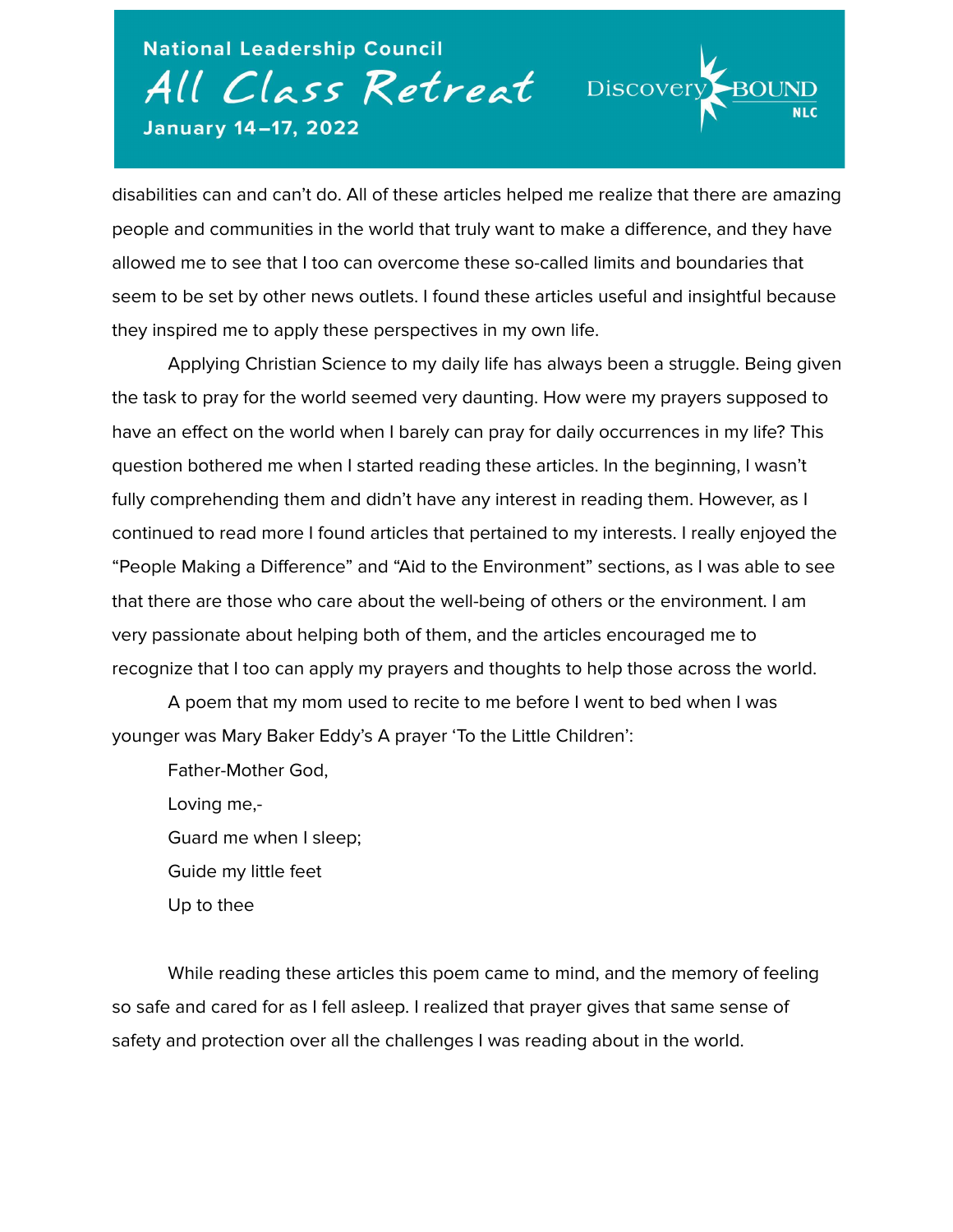disabilities can and can't do. All of these articles helped me realize that there are amazing people and communities in the world that truly want to make a difference, and they have allowed me to see that I too can overcome these so-called limits and boundaries that seem to be set by other news outlets. I found these articles useful and insightful because they inspired me to apply these perspectives in my own life.

Applying Christian Science to my daily life has always been a struggle. Being given the task to pray for the world seemed very daunting. How were my prayers supposed to have an effect on the world when I barely can pray for daily occurrences in my life? This question bothered me when I started reading these articles. In the beginning, I wasn't fully comprehending them and didn't have any interest in reading them. However, as I continued to read more I found articles that pertained to my interests. I really enjoyed the "People Making a Difference" and "Aid to the Environment" sections, as I was able to see that there are those who care about the well-being of others or the environment. I am very passionate about helping both of them, and the articles encouraged me to recognize that I too can apply my prayers and thoughts to help those across the world.

A poem that my mom used to recite to me before I went to bed when I was younger was Mary Baker Eddy's A prayer 'To the Little Children':

Father-Mother God,
Loving me,-
Guard me when I sleep;
Guide my little feet
Up to thee

While reading these articles this poem came to mind, and the memory of feeling so safe and cared for as I fell asleep. I realized that prayer gives that same sense of safety and protection over all the challenges I was reading about in the world.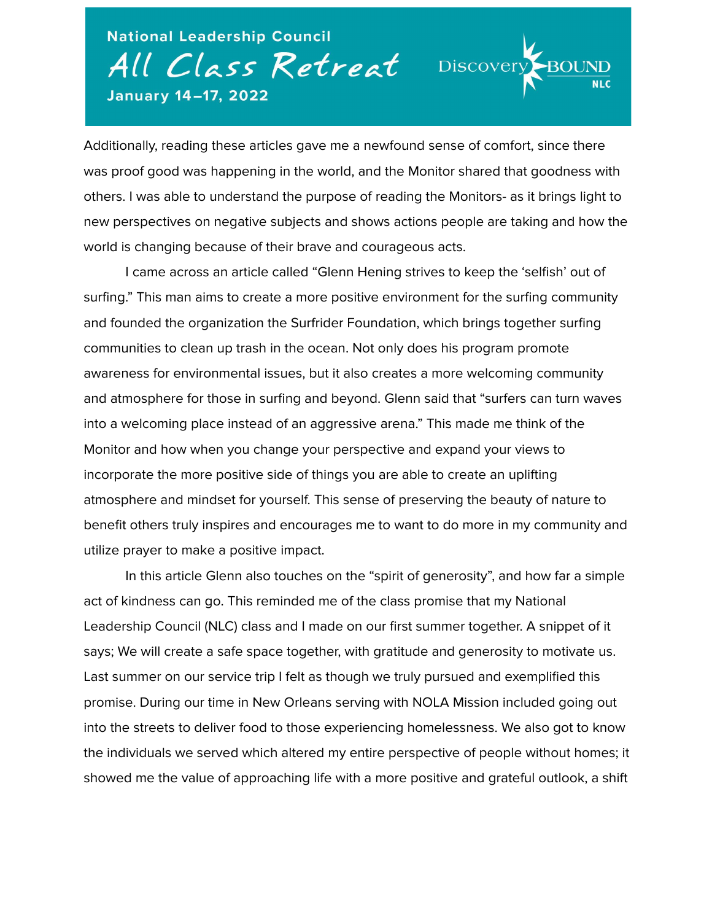Additionally, reading these articles gave me a newfound sense of comfort, since there was proof good was happening in the world, and the Monitor shared that goodness with others. I was able to understand the purpose of reading the Monitors- as it brings light to new perspectives on negative subjects and shows actions people are taking and how the world is changing because of their brave and courageous acts.

I came across an article called "Glenn Hening strives to keep the 'selfish' out of surfing." This man aims to create a more positive environment for the surfing community and founded the organization the Surfrider Foundation, which brings together surfing communities to clean up trash in the ocean. Not only does his program promote awareness for environmental issues, but it also creates a more welcoming community and atmosphere for those in surfing and beyond. Glenn said that "surfers can turn waves into a welcoming place instead of an aggressive arena." This made me think of the Monitor and how when you change your perspective and expand your views to incorporate the more positive side of things you are able to create an uplifting atmosphere and mindset for yourself. This sense of preserving the beauty of nature to benefit others truly inspires and encourages me to want to do more in my community and utilize prayer to make a positive impact.

In this article Glenn also touches on the "spirit of generosity", and how far a simple act of kindness can go. This reminded me of the class promise that my National Leadership Council (NLC) class and I made on our first summer together. A snippet of it says; We will create a safe space together, with gratitude and generosity to motivate us. Last summer on our service trip I felt as though we truly pursued and exemplified this promise. During our time in New Orleans serving with NOLA Mission included going out into the streets to deliver food to those experiencing homelessness. We also got to know the individuals we served which altered my entire perspective of people without homes; it showed me the value of approaching life with a more positive and grateful outlook, a shift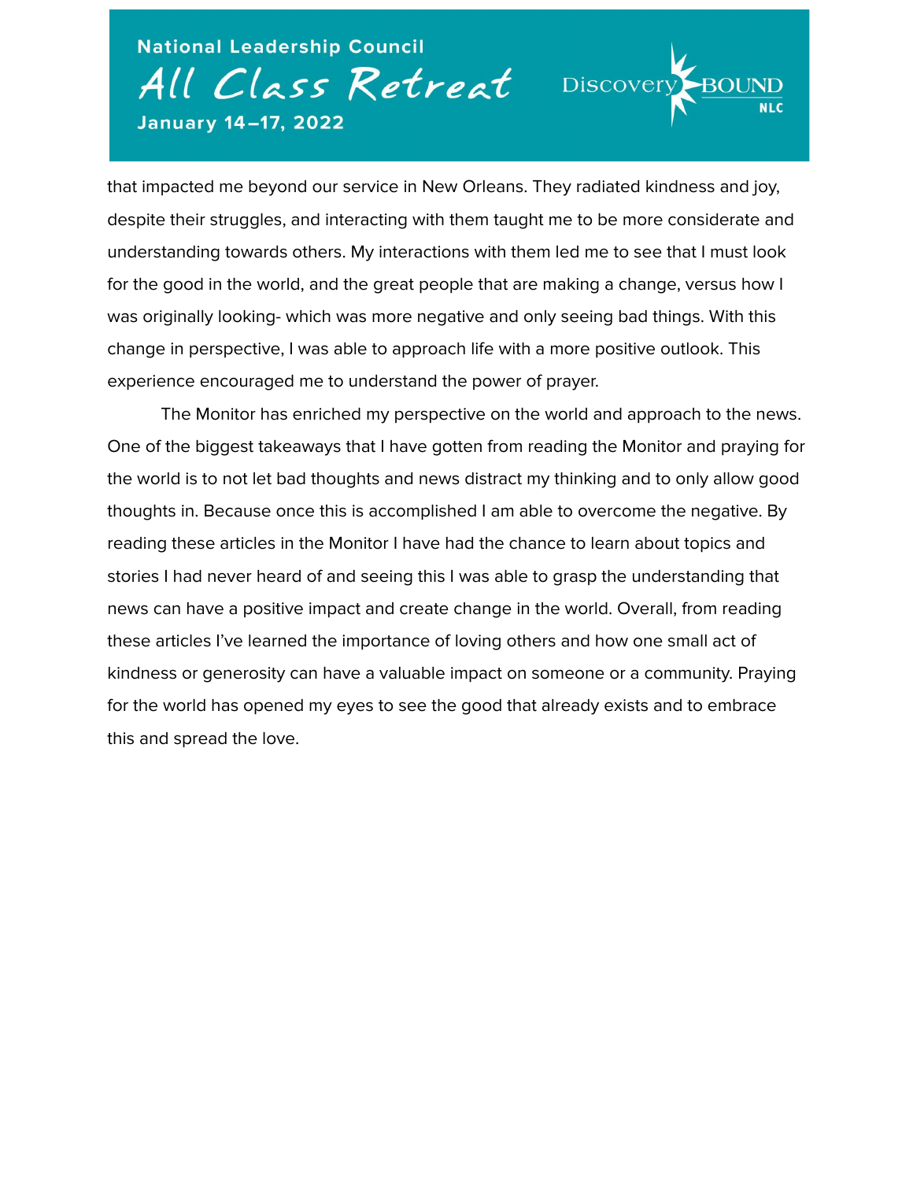that impacted me beyond our service in New Orleans. They radiated kindness and joy, despite their struggles, and interacting with them taught me to be more considerate and understanding towards others. My interactions with them led me to see that I must look for the good in the world, and the great people that are making a change, versus how I was originally looking- which was more negative and only seeing bad things. With this change in perspective, I was able to approach life with a more positive outlook. This experience encouraged me to understand the power of prayer.

The Monitor has enriched my perspective on the world and approach to the news. One of the biggest takeaways that I have gotten from reading the Monitor and praying for the world is to not let bad thoughts and news distract my thinking and to only allow good thoughts in. Because once this is accomplished I am able to overcome the negative. By reading these articles in the Monitor I have had the chance to learn about topics and stories I had never heard of and seeing this I was able to grasp the understanding that news can have a positive impact and create change in the world. Overall, from reading these articles I've learned the importance of loving others and how one small act of kindness or generosity can have a valuable impact on someone or a community. Praying for the world has opened my eyes to see the good that already exists and to embrace this and spread the love.